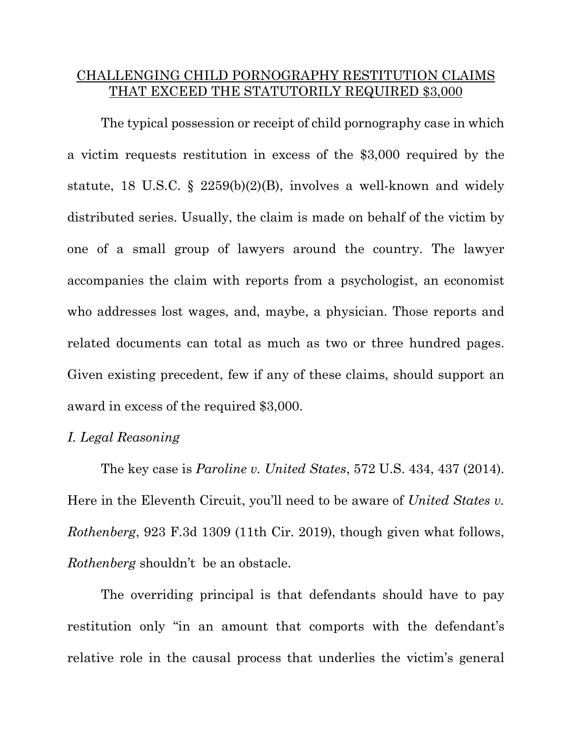# CHALLENGING CHILD PORNOGRAPHY RESTITUTION CLAIMS THAT EXCEED THE STATUTORILY REQUIRED $3,000

The typical possession or receipt of child pornography case in which a victim requests restitution in excess of the $3,000 required by the statute, 18 U.S.C. § 2259(b)(2)(B), involves a well-known and widely distributed series. Usually, the claim is made on behalf of the victim by one of a small group of lawyers around the country. The lawyer accompanies the claim with reports from a psychologist, an economist who addresses lost wages, and, maybe, a physician. Those reports and related documents can total as much as two or three hundred pages. Given existing precedent, few if any of these claims, should support an award in excess of the required $3,000.

*I. Legal Reasoning*

The key case is *Paroline v. United States*, 572 U.S. 434, 437 (2014). Here in the Eleventh Circuit, you'll need to be aware of *United States v. Rothenberg*, 923 F.3d 1309 (11th Cir. 2019), though given what follows, *Rothenberg* shouldn't be an obstacle.

The overriding principal is that defendants should have to pay restitution only "in an amount that comports with the defendant's relative role in the causal process that underlies the victim's general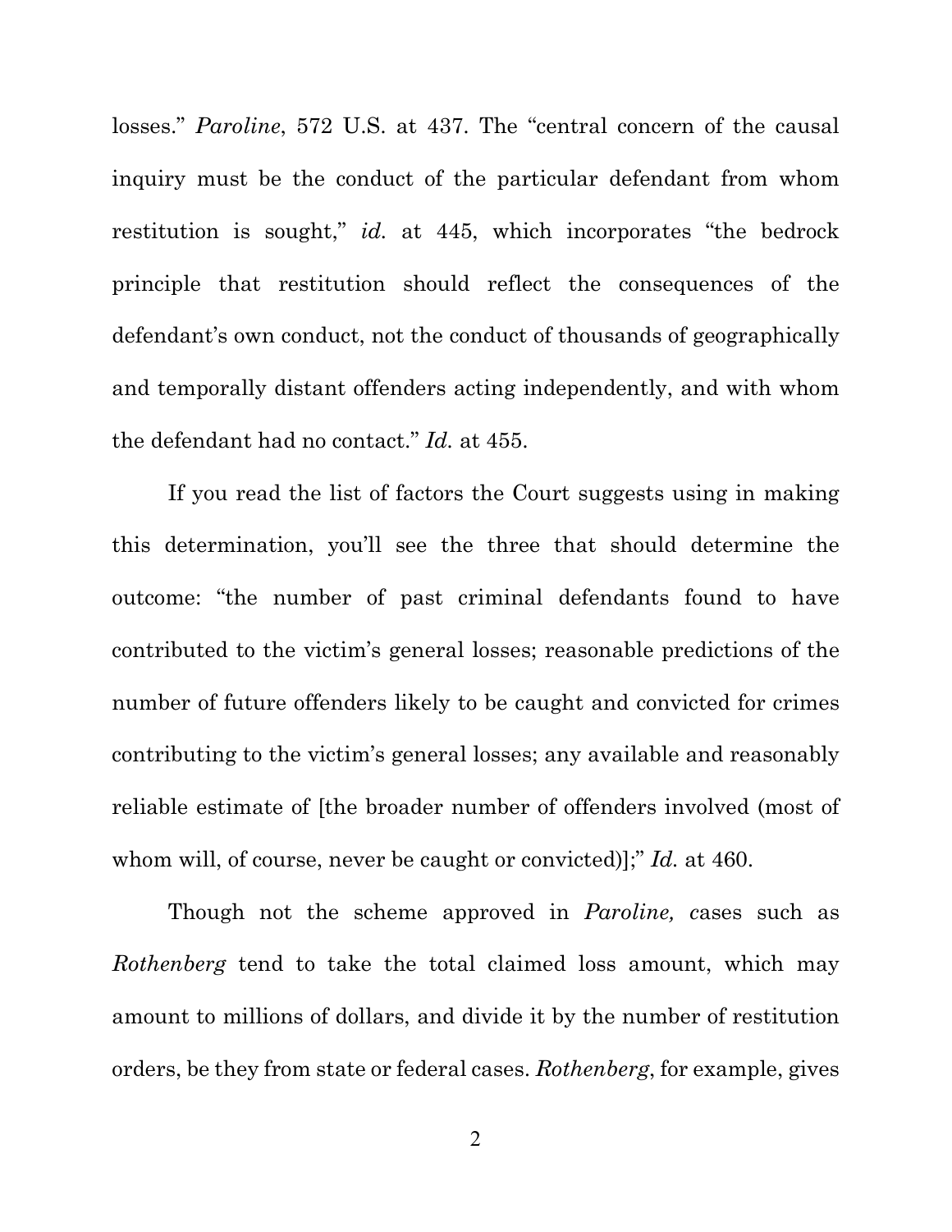losses." *Paroline*, 572 U.S. at 437. The "central concern of the causal inquiry must be the conduct of the particular defendant from whom restitution is sought," *id.* at 445, which incorporates "the bedrock principle that restitution should reflect the consequences of the defendant's own conduct, not the conduct of thousands of geographically and temporally distant offenders acting independently, and with whom the defendant had no contact." *Id.* at 455.

If you read the list of factors the Court suggests using in making this determination, you'll see the three that should determine the outcome: "the number of past criminal defendants found to have contributed to the victim's general losses; reasonable predictions of the number of future offenders likely to be caught and convicted for crimes contributing to the victim's general losses; any available and reasonably reliable estimate of [the broader number of offenders involved (most of whom will, of course, never be caught or convicted)];" *Id.* at 460.

Though not the scheme approved in *Paroline, c*ases such as *Rothenberg* tend to take the total claimed loss amount, which may amount to millions of dollars, and divide it by the number of restitution orders, be they from state or federal cases. *Rothenberg*, for example, gives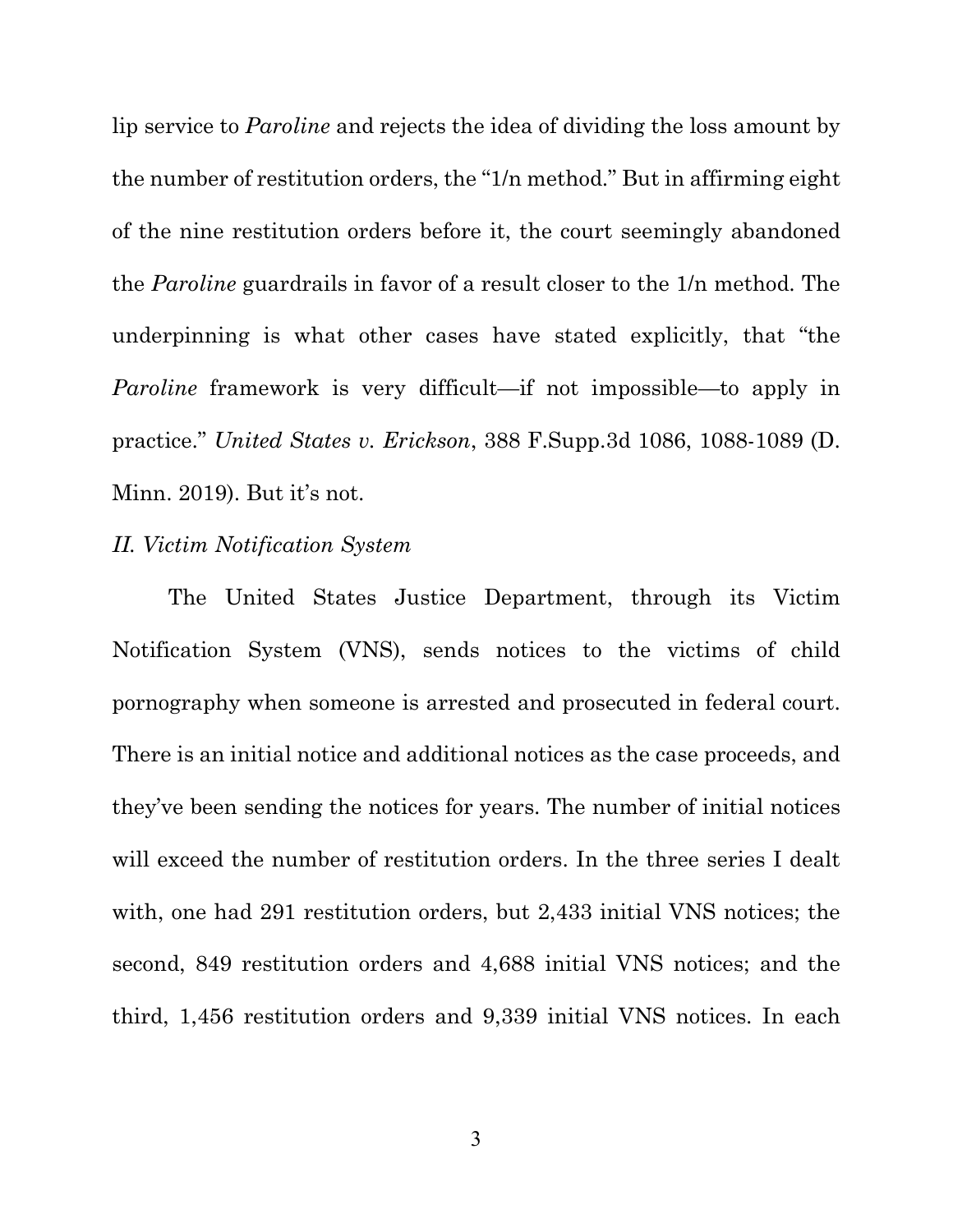lip service to *Paroline* and rejects the idea of dividing the loss amount by the number of restitution orders, the "1/n method." But in affirming eight of the nine restitution orders before it, the court seemingly abandoned the *Paroline* guardrails in favor of a result closer to the 1/n method. The underpinning is what other cases have stated explicitly, that "the *Paroline* framework is very difficult—if not impossible—to apply in practice." *United States v. Erickson*, 388 F.Supp.3d 1086, 1088-1089 (D. Minn. 2019). But it's not.

### *II. Victim Notification System*

The United States Justice Department, through its Victim Notification System (VNS), sends notices to the victims of child pornography when someone is arrested and prosecuted in federal court. There is an initial notice and additional notices as the case proceeds, and they've been sending the notices for years. The number of initial notices will exceed the number of restitution orders. In the three series I dealt with, one had 291 restitution orders, but 2,433 initial VNS notices; the second, 849 restitution orders and 4,688 initial VNS notices; and the third, 1,456 restitution orders and 9,339 initial VNS notices. In each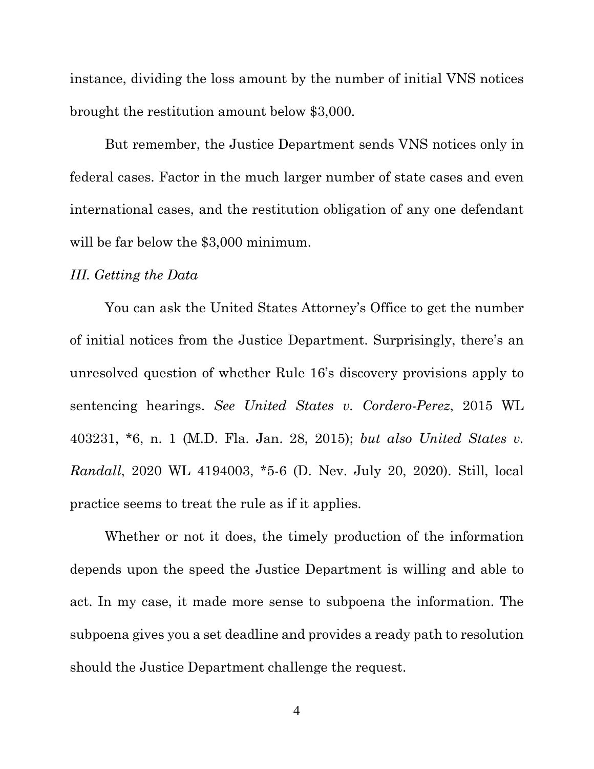instance, dividing the loss amount by the number of initial VNS notices brought the restitution amount below $3,000.

But remember, the Justice Department sends VNS notices only in federal cases. Factor in the much larger number of state cases and even international cases, and the restitution obligation of any one defendant will be far below the $3,000 minimum.

*III. Getting the Data*

You can ask the United States Attorney's Office to get the number of initial notices from the Justice Department. Surprisingly, there's an unresolved question of whether Rule 16's discovery provisions apply to sentencing hearings. *See United States v. Cordero-Perez*, 2015 WL 403231, *6, n. 1 (M.D. Fla. Jan. 28, 2015); *but also United States v. Randall*, 2020 WL 4194003, *5-6 (D. Nev. July 20, 2020). Still, local practice seems to treat the rule as if it applies.

Whether or not it does, the timely production of the information depends upon the speed the Justice Department is willing and able to act. In my case, it made more sense to subpoena the information. The subpoena gives you a set deadline and provides a ready path to resolution should the Justice Department challenge the request.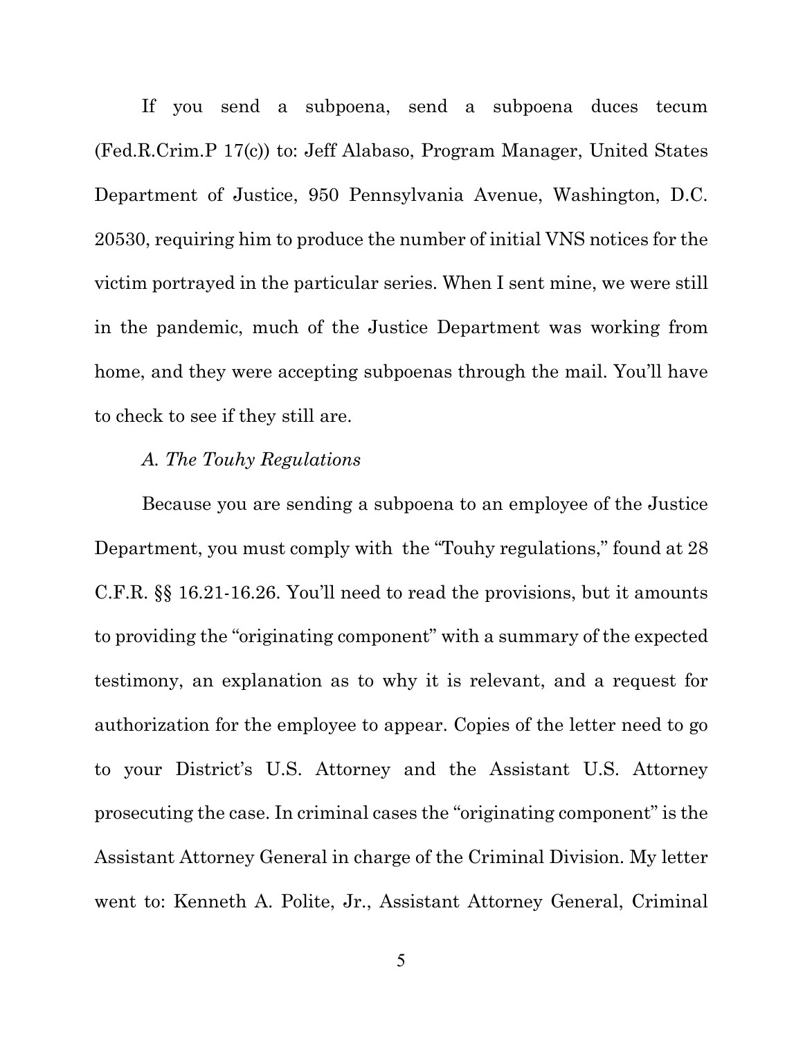If you send a subpoena, send a subpoena duces tecum (Fed.R.Crim.P 17(c)) to: Jeff Alabaso, Program Manager, United States Department of Justice, 950 Pennsylvania Avenue, Washington, D.C. 20530, requiring him to produce the number of initial VNS notices for the victim portrayed in the particular series. When I sent mine, we were still in the pandemic, much of the Justice Department was working from home, and they were accepting subpoenas through the mail. You'll have to check to see if they still are.

*A. The Touhy Regulations*

Because you are sending a subpoena to an employee of the Justice Department, you must comply with the "Touhy regulations," found at 28 C.F.R. §§ 16.21-16.26. You'll need to read the provisions, but it amounts to providing the "originating component" with a summary of the expected testimony, an explanation as to why it is relevant, and a request for authorization for the employee to appear. Copies of the letter need to go to your District's U.S. Attorney and the Assistant U.S. Attorney prosecuting the case. In criminal cases the "originating component" is the Assistant Attorney General in charge of the Criminal Division. My letter went to: Kenneth A. Polite, Jr., Assistant Attorney General, Criminal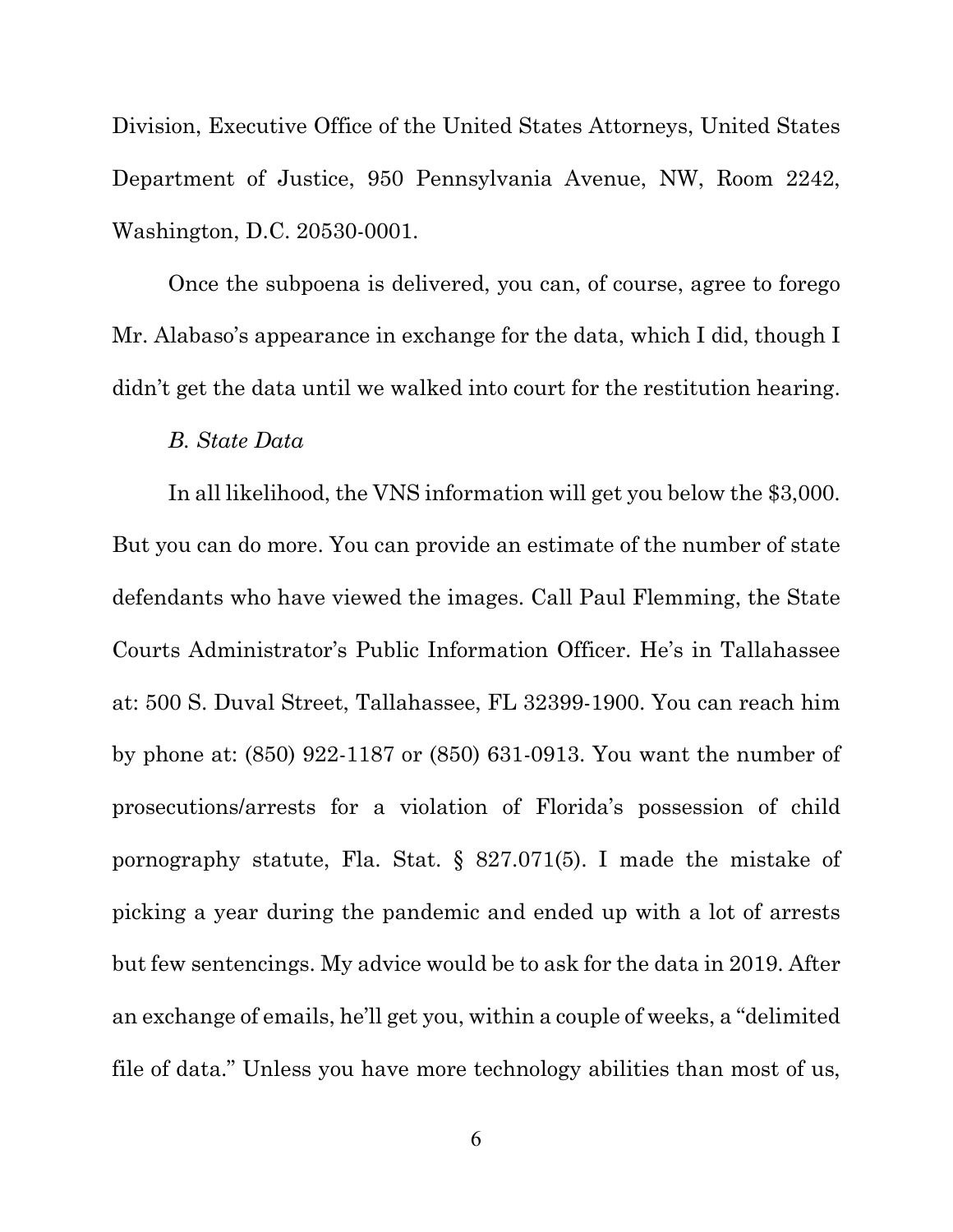Division, Executive Office of the United States Attorneys, United States Department of Justice, 950 Pennsylvania Avenue, NW, Room 2242, Washington, D.C. 20530-0001.

Once the subpoena is delivered, you can, of course, agree to forego Mr. Alabaso's appearance in exchange for the data, which I did, though I didn't get the data until we walked into court for the restitution hearing.

*B. State Data*

In all likelihood, the VNS information will get you below the $3,000. But you can do more. You can provide an estimate of the number of state defendants who have viewed the images. Call Paul Flemming, the State Courts Administrator's Public Information Officer. He's in Tallahassee at: 500 S. Duval Street, Tallahassee, FL 32399-1900. You can reach him by phone at: (850) 922-1187 or (850) 631-0913. You want the number of prosecutions/arrests for a violation of Florida's possession of child pornography statute, Fla. Stat. § 827.071(5). I made the mistake of picking a year during the pandemic and ended up with a lot of arrests but few sentencings. My advice would be to ask for the data in 2019. After an exchange of emails, he'll get you, within a couple of weeks, a "delimited file of data." Unless you have more technology abilities than most of us,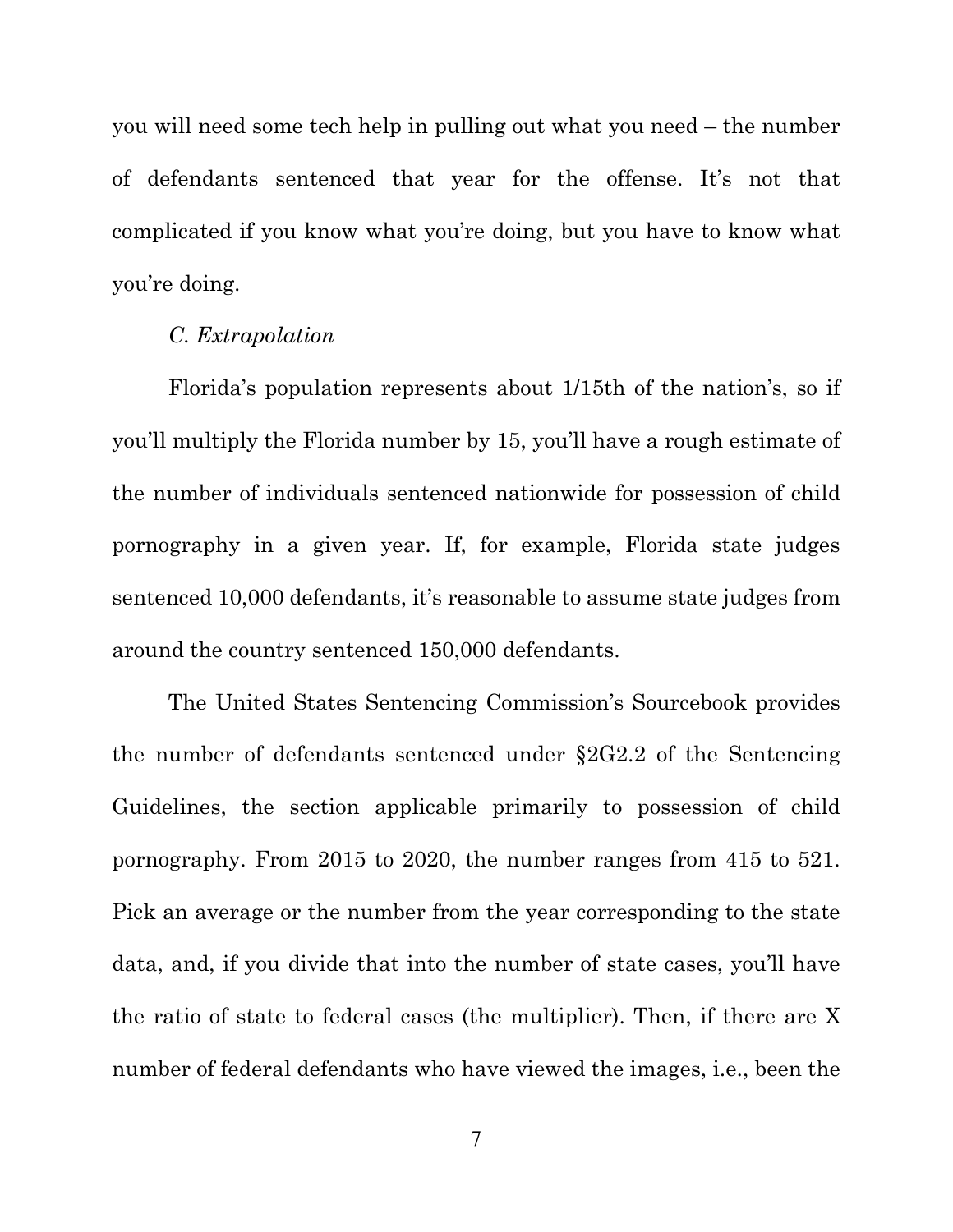you will need some tech help in pulling out what you need – the number of defendants sentenced that year for the offense. It's not that complicated if you know what you're doing, but you have to know what you're doing.

*C. Extrapolation*

Florida's population represents about 1/15th of the nation's, so if you'll multiply the Florida number by 15, you'll have a rough estimate of the number of individuals sentenced nationwide for possession of child pornography in a given year. If, for example, Florida state judges sentenced 10,000 defendants, it's reasonable to assume state judges from around the country sentenced 150,000 defendants.

The United States Sentencing Commission's Sourcebook provides the number of defendants sentenced under §2G2.2 of the Sentencing Guidelines, the section applicable primarily to possession of child pornography. From 2015 to 2020, the number ranges from 415 to 521. Pick an average or the number from the year corresponding to the state data, and, if you divide that into the number of state cases, you'll have the ratio of state to federal cases (the multiplier). Then, if there are X number of federal defendants who have viewed the images, i.e., been the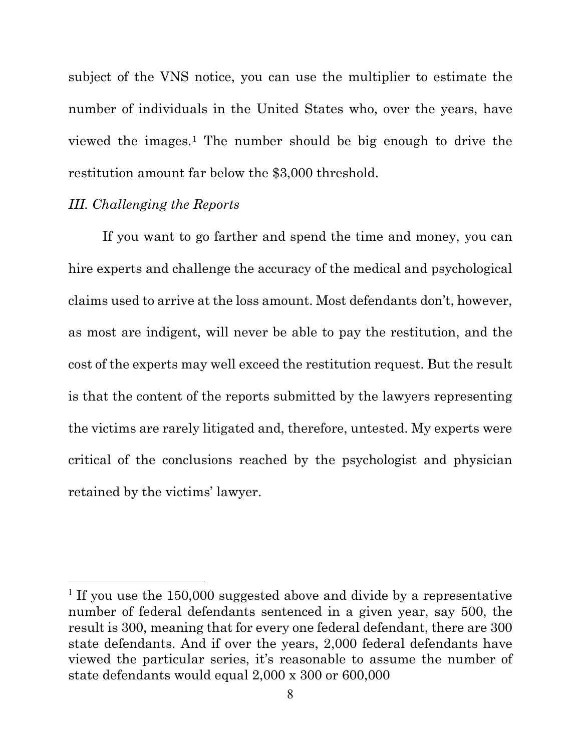subject of the VNS notice, you can use the multiplier to estimate the number of individuals in the United States who, over the years, have viewed the images.[1] The number should be big enough to drive the restitution amount far below the $3,000 threshold.

### *III. Challenging the Reports*

If you want to go farther and spend the time and money, you can hire experts and challenge the accuracy of the medical and psychological claims used to arrive at the loss amount. Most defendants don't, however, as most are indigent, will never be able to pay the restitution, and the cost of the experts may well exceed the restitution request. But the result is that the content of the reports submitted by the lawyers representing the victims are rarely litigated and, therefore, untested. My experts were critical of the conclusions reached by the psychologist and physician retained by the victims' lawyer.

---

[1] If you use the 150,000 suggested above and divide by a representative number of federal defendants sentenced in a given year, say 500, the result is 300, meaning that for every one federal defendant, there are 300 state defendants. And if over the years, 2,000 federal defendants have viewed the particular series, it's reasonable to assume the number of state defendants would equal 2,000 x 300 or 600,000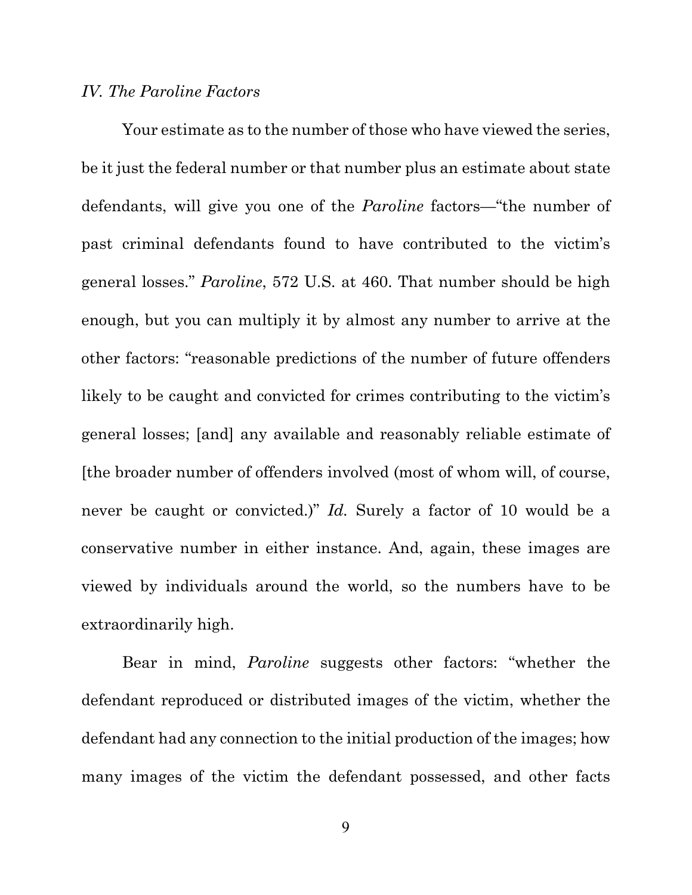*IV. The Paroline Factors*

Your estimate as to the number of those who have viewed the series, be it just the federal number or that number plus an estimate about state defendants, will give you one of the *Paroline* factors—"the number of past criminal defendants found to have contributed to the victim's general losses." *Paroline*, 572 U.S. at 460. That number should be high enough, but you can multiply it by almost any number to arrive at the other factors: "reasonable predictions of the number of future offenders likely to be caught and convicted for crimes contributing to the victim's general losses; [and] any available and reasonably reliable estimate of [the broader number of offenders involved (most of whom will, of course, never be caught or convicted.)" *Id.* Surely a factor of 10 would be a conservative number in either instance. And, again, these images are viewed by individuals around the world, so the numbers have to be extraordinarily high.

Bear in mind, *Paroline* suggests other factors: "whether the defendant reproduced or distributed images of the victim, whether the defendant had any connection to the initial production of the images; how many images of the victim the defendant possessed, and other facts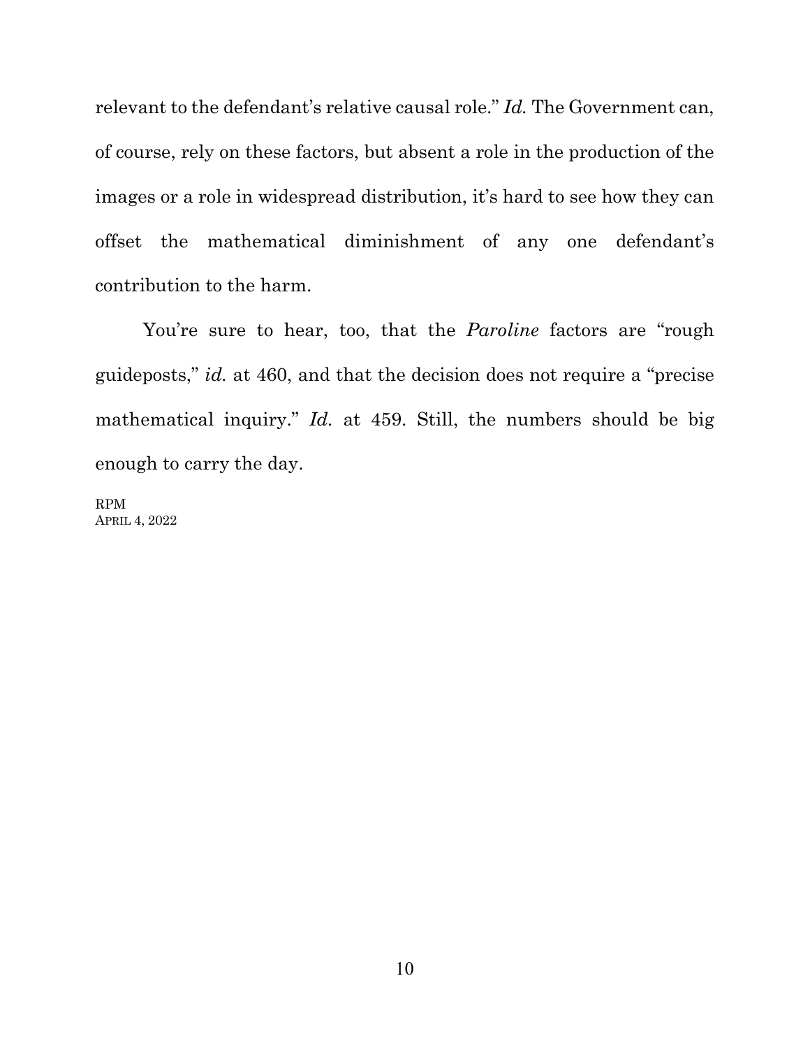relevant to the defendant's relative causal role." *Id.* The Government can, of course, rely on these factors, but absent a role in the production of the images or a role in widespread distribution, it's hard to see how they can offset the mathematical diminishment of any one defendant's contribution to the harm.

You're sure to hear, too, that the *Paroline* factors are "rough guideposts," *id.* at 460, and that the decision does not require a "precise mathematical inquiry." *Id.* at 459. Still, the numbers should be big enough to carry the day.

RPM
APRIL 4, 2022